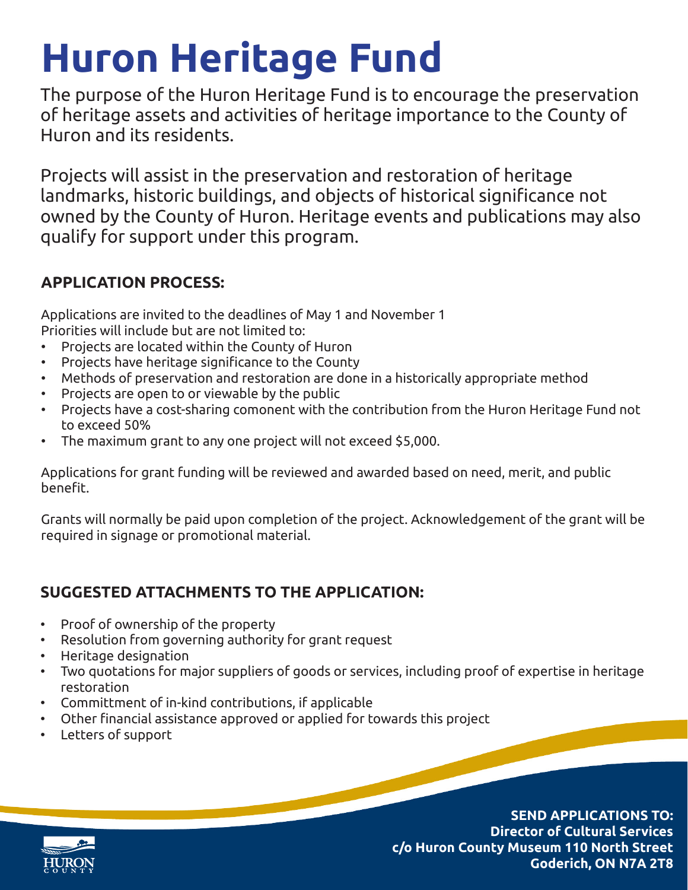# Huron Heritage Fund

The purpose of the Huron Heritage Fund is to encourage the preservation of heritage assets and activities of heritage importance to the County of Huron and its residents.

Projects will assist in the preservation and restoration of heritage landmarks, historic buildings, and objects of historical significance not owned by the County of Huron. Heritage events and publications may also qualify for support under this program.

## APPLICATION PROCESS:

Applications are invited to the deadlines of May 1 and November 1
Priorities will include but are not limited to:

- Projects are located within the County of Huron
- Projects have heritage significance to the County
- Methods of preservation and restoration are done in a historically appropriate method
- Projects are open to or viewable by the public
- Projects have a cost-sharing comonent with the contribution from the Huron Heritage Fund not to exceed 50%
- The maximum grant to any one project will not exceed $5,000.

Applications for grant funding will be reviewed and awarded based on need, merit, and public benefit.

Grants will normally be paid upon completion of the project. Acknowledgement of the grant will be required in signage or promotional material.

## SUGGESTED ATTACHMENTS TO THE APPLICATION:

- Proof of ownership of the property
- Resolution from governing authority for grant request
- Heritage designation
- Two quotations for major suppliers of goods or services, including proof of expertise in heritage restoration
- Committment of in-kind contributions, if applicable
- Other financial assistance approved or applied for towards this project
- Letters of support

**SEND APPLICATIONS TO:**
**Director of Cultural Services**
**c/o Huron County Museum 110 North Street**
**Goderich, ON N7A 2T8**

HURON COUNTY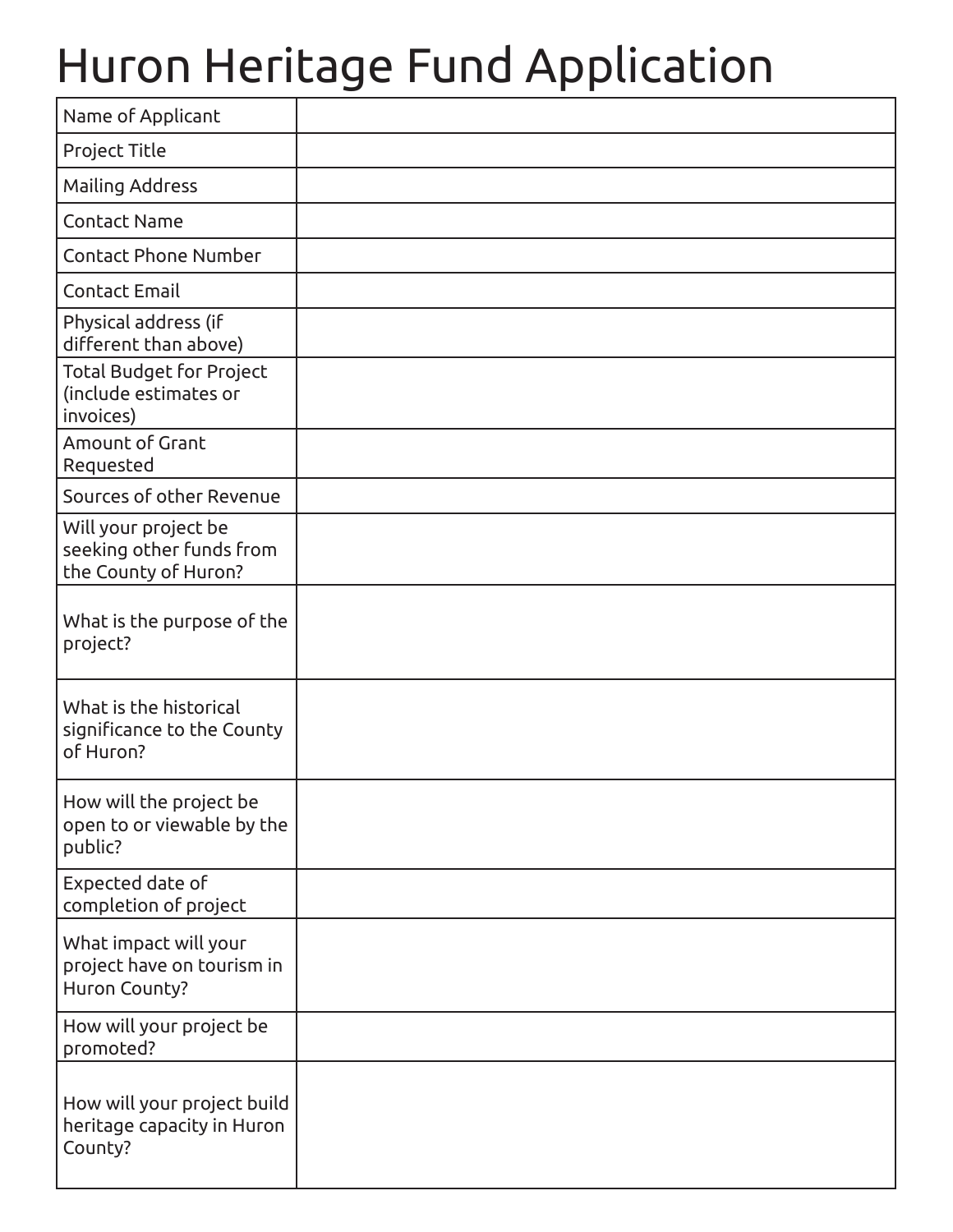# Huron Heritage Fund Application

| | |
|---|---|
| Name of Applicant | |
| Project Title | |
| Mailing Address | |
| Contact Name | |
| Contact Phone Number | |
| Contact Email | |
| Physical address (if different than above) | |
| Total Budget for Project (include estimates or invoices) | |
| Amount of Grant Requested | |
| Sources of other Revenue | |
| Will your project be seeking other funds from the County of Huron? | |
| What is the purpose of the project? | |
| What is the historical significance to the County of Huron? | |
| How will the project be open to or viewable by the public? | |
| Expected date of completion of project | |
| What impact will your project have on tourism in Huron County? | |
| How will your project be promoted? | |
| How will your project build heritage capacity in Huron County? | |